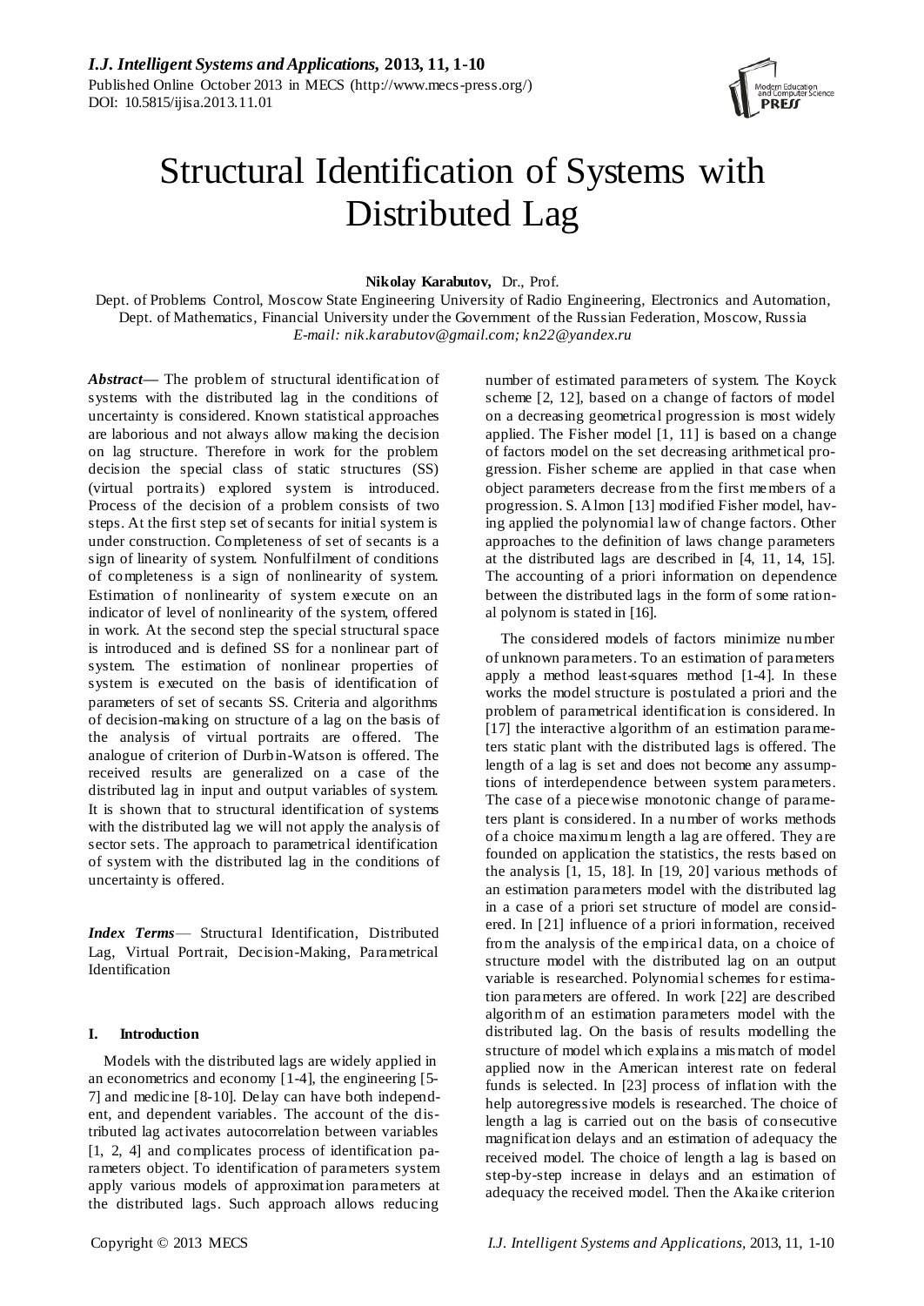# Structural Identification of Systems with Distributed Lag

**Nikolay Karabutov,** Dr., Prof.

Dept. of Problems Control, Moscow State Engineering University of Radio Engineering, Electronics and Automation,
Dept. of Mathematics, Financial University under the Government of the Russian Federation, Moscow, Russia
*E-mail: nik.karabutov@gmail.com; kn22@yandex.ru*

***Abstract*****—** The problem of structural identification of systems with the distributed lag in the conditions of uncertainty is considered. Known statistical approaches are laborious and not always allow making the decision on lag structure. Therefore in work for the problem decision the special class of static structures (SS) (virtual portraits) explored system is introduced. Process of the decision of a problem consists of two steps. At the first step set of secants for initial system is under construction. Completeness of set of secants is a sign of linearity of system. Nonfulfilment of conditions of completeness is a sign of nonlinearity of system. Estimation of nonlinearity of system execute on an indicator of level of nonlinearity of the system, offered in work. At the second step the special structural space is introduced and is defined SS for a nonlinear part of system. The estimation of nonlinear properties of system is executed on the basis of identification of parameters of set of secants SS. Criteria and algorithms of decision-making on structure of a lag on the basis of the analysis of virtual portraits are offered. The analogue of criterion of Durbin-Watson is offered. The received results are generalized on a case of the distributed lag in input and output variables of system. It is shown that to structural identification of systems with the distributed lag we will not apply the analysis of sector sets. The approach to parametrical identification of system with the distributed lag in the conditions of uncertainty is offered.

***Index Terms*** — Structural Identification, Distributed Lag, Virtual Portrait, Decision-Making, Parametrical Identification

## I. Introduction

Models with the distributed lags are widely applied in an econometrics and economy [1-4], the engineering [5-7] and medicine [8-10]. Delay can have both independent, and dependent variables. The account of the distributed lag activates autocorrelation between variables [1, 2, 4] and complicates process of identification parameters object. To identification of parameters system apply various models of approximation parameters at the distributed lags. Such approach allows reducing number of estimated parameters of system. The Koyck scheme [2, 12], based on a change of factors of model on a decreasing geometrical progression is most widely applied. The Fisher model [1, 11] is based on a change of factors model on the set decreasing arithmetical progression. Fisher scheme are applied in that case when object parameters decrease from the first members of a progression. S. Almon [13] modified Fisher model, having applied the polynomial law of change factors. Other approaches to the definition of laws change parameters at the distributed lags are described in [4, 11, 14, 15]. The accounting of a priori information on dependence between the distributed lags in the form of some rational polynom is stated in [16].

The considered models of factors minimize number of unknown parameters. To an estimation of parameters apply a method least-squares method [1-4]. In these works the model structure is postulated a priori and the problem of parametrical identification is considered. In [17] the interactive algorithm of an estimation parameters static plant with the distributed lags is offered. The length of a lag is set and does not become any assumptions of interdependence between system parameters. The case of a piecewise monotonic change of parameters plant is considered. In a number of works methods of a choice maximum length a lag are offered. They are founded on application the statistics, the rests based on the analysis [1, 15, 18]. In [19, 20] various methods of an estimation parameters model with the distributed lag in a case of a priori set structure of model are considered. In [21] influence of a priori information, received from the analysis of the empirical data, on a choice of structure model with the distributed lag on an output variable is researched. Polynomial schemes for estimation parameters are offered. In work [22] are described algorithm of an estimation parameters model with the distributed lag. On the basis of results modelling the structure of model which explains a mismatch of model applied now in the American interest rate on federal funds is selected. In [23] process of inflation with the help autoregressive models is researched. The choice of length a lag is carried out on the basis of consecutive magnification delays and an estimation of adequacy the received model. The choice of length a lag is based on step-by-step increase in delays and an estimation of adequacy the received model. Then the Akaike criterion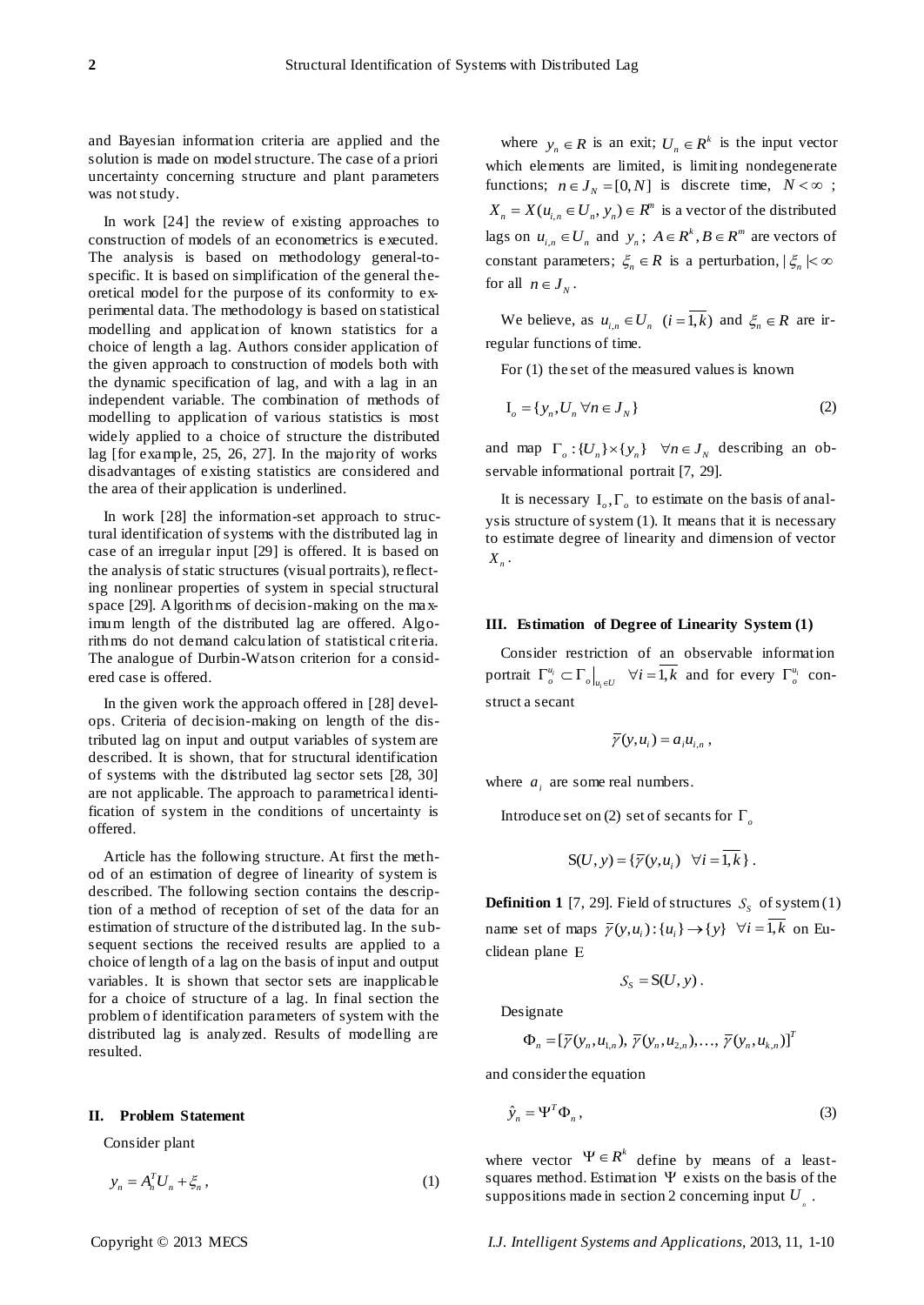and Bayesian information criteria are applied and the solution is made on model structure. The case of a priori uncertainty concerning structure and plant parameters was not study.

In work [24] the review of existing approaches to construction of models of an econometrics is executed. The analysis is based on methodology general-to-specific. It is based on simplification of the general theoretical model for the purpose of its conformity to experimental data. The methodology is based on statistical modelling and application of known statistics for a choice of length a lag. Authors consider application of the given approach to construction of models both with the dynamic specification of lag, and with a lag in an independent variable. The combination of methods of modelling to application of various statistics is most widely applied to a choice of structure the distributed lag [for example, 25, 26, 27]. In the majority of works disadvantages of existing statistics are considered and the area of their application is underlined.

In work [28] the information-set approach to structural identification of systems with the distributed lag in case of an irregular input [29] is offered. It is based on the analysis of static structures (visual portraits), reflecting nonlinear properties of system in special structural space [29]. Algorithms of decision-making on the maximum length of the distributed lag are offered. Algorithms do not demand calculation of statistical criteria. The analogue of Durbin-Watson criterion for a considered case is offered.

In the given work the approach offered in [28] develops. Criteria of decision-making on length of the distributed lag on input and output variables of system are described. It is shown, that for structural identification of systems with the distributed lag sector sets [28, 30] are not applicable. The approach to parametrical identification of system in the conditions of uncertainty is offered.

Article has the following structure. At first the method of an estimation of degree of linearity of system is described. The following section contains the description of a method of reception of set of the data for an estimation of structure of the distributed lag. In the subsequent sections the received results are applied to a choice of length of a lag on the basis of input and output variables. It is shown that sector sets are inapplicable for a choice of structure of a lag. In final section the problem of identification parameters of system with the distributed lag is analyzed. Results of modelling are resulted.

## II. Problem Statement

Consider plant

$$y_n = A_n^T U_n + \xi_n , \tag{1}$$

where $y_n \in R$ is an exit; $U_n \in R^k$ is the input vector which elements are limited, is limiting nondegenerate functions; $n \in J_N = [0, N]$ is discrete time, $N < \infty$ ; $X_n = X(u_{i,n} \in U_n, y_n) \in R^m$ is a vector of the distributed lags on $u_{i,n} \in U_n$ and $y_n$; $A \in R^k, B \in R^m$ are vectors of constant parameters; $\xi_n \in R$ is a perturbation, $|\xi_n| < \infty$ for all $n \in J_N$.

We believe, as $u_{i,n} \in U_n$ $(i = \overline{1,k})$ and $\xi_n \in R$ are irregular functions of time.

For (1) the set of the measured values is known

$$\mathrm{I}_o = \{y_n, U_n \ \forall n \in J_N\} \tag{2}$$

and map $\Gamma_o : \{U_n\} \times \{y_n\} \quad \forall n \in J_N$ describing an observable informational portrait [7, 29].

It is necessary $\mathrm{I}_o, \Gamma_o$ to estimate on the basis of analysis structure of system (1). It means that it is necessary to estimate degree of linearity and dimension of vector $X_n$.

## III. Estimation of Degree of Linearity System (1)

Consider restriction of an observable information portrait $\Gamma_o^{u_i} \subset \Gamma_o \big|_{u_i \in U} \quad \forall i = \overline{1,k}$ and for every $\Gamma_o^{u_i}$ construct a secant

$$\overline{\gamma}(y, u_i) = a_i u_{i,n} ,$$

where $a_i$ are some real numbers.

Introduce set on (2) set of secants for $\Gamma_o$

$$\mathrm{S}(U, y) = \{\overline{\gamma}(y, u_i) \quad \forall i = \overline{1,k}\} .$$

**Definition 1** [7, 29]. Field of structures $\mathcal{S}_S$ of system (1) name set of maps $\overline{\gamma}(y, u_i) : \{u_i\} \to \{y\} \quad \forall i = \overline{1,k}$ on Euclidean plane $\mathrm{E}$

$$\mathcal{S}_S = \mathrm{S}(U, y) .$$

Designate

$$\Phi_n = [\overline{\gamma}(y_n, u_{1,n}),\ \overline{\gamma}(y_n, u_{2,n}), \ldots,\ \overline{\gamma}(y_n, u_{k,n})]^T$$

and consider the equation

$$\hat{y}_n = \Psi^T \Phi_n , \tag{3}$$

where vector $\Psi \in R^k$ define by means of a least-squares method. Estimation $\Psi$ exists on the basis of the suppositions made in section 2 concerning input $U_n$.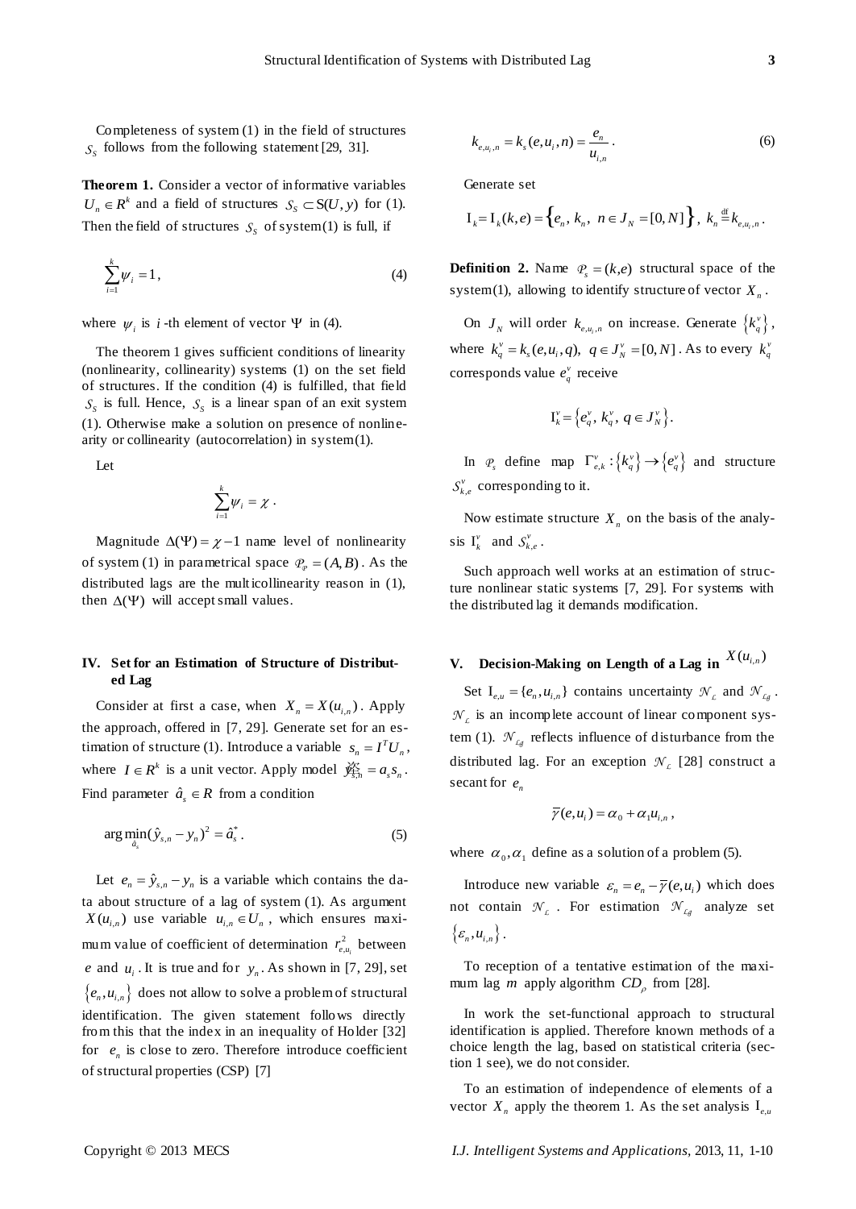Completeness of system (1) in the field of structures $\mathcal{S}_S$ follows from the following statement [29, 31].

**Theorem 1.** Consider a vector of informative variables $U_n \in R^k$ and a field of structures $\mathcal{S}_S \subset \mathrm{S}(U, y)$ for (1). Then the field of structures $\mathcal{S}_S$ of system (1) is full, if

$$\sum_{i=1}^{k} \psi_i = 1, \tag{4}$$

where $\psi_i$ is $i$-th element of vector $\Psi$ in (4).

The theorem 1 gives sufficient conditions of linearity (nonlinearity, collinearity) systems (1) on the set field of structures. If the condition (4) is fulfilled, that field $\mathcal{S}_S$ is full. Hence, $\mathcal{S}_S$ is a linear span of an exit system (1). Otherwise make a solution on presence of nonlinearity or collinearity (autocorrelation) in system (1).

Let

$$\sum_{i=1}^{k} \psi_i = \chi .$$

Magnitude $\Delta(\Psi) = \chi - 1$ name level of nonlinearity of system (1) in parametrical space $\mathcal{P}_{\mathcal{P}} = (A, B)$. As the distributed lags are the multicollinearity reason in (1), then $\Delta(\Psi)$ will accept small values.

## IV. Set for an Estimation of Structure of Distributed Lag

Consider at first a case, when $X_n = X(u_{i,n})$. Apply the approach, offered in [7, 29]. Generate set for an estimation of structure (1). Introduce a variable $s_n = I^T U_n$, where $I \in R^k$ is a unit vector. Apply model $\hat{y}_{s,n} = a_s s_n$. Find parameter $\hat{a}_s \in R$ from a condition

$$\arg\min_{\hat{a}_s} (\hat{y}_{s,n} - y_n)^2 = \hat{a}_s^* . \tag{5}$$

Let $e_n = \hat{y}_{s,n} - y_n$ is a variable which contains the data about structure of a lag of system (1). As argument $X(u_{i,n})$ use variable $u_{i,n} \in U_n$, which ensures maximum value of coefficient of determination $r^2_{e,u_i}$ between $e$ and $u_i$. It is true and for $y_n$. As shown in [7, 29], set $\{e_n, u_{i,n}\}$ does not allow to solve a problem of structural identification. The given statement follows directly from this that the index in an inequality of Holder [32] for $e_n$ is close to zero. Therefore introduce coefficient of structural properties (CSP) [7]

$$k_{e,u_i,n} = k_s(e, u_i, n) = \frac{e_n}{u_{i,n}} . \tag{6}$$

Generate set

$$\mathrm{I}_k = \mathrm{I}_k(k, e) = \left\{ e_n,\ k_n,\ n \in J_N = [0, N] \right\},\ k_n \stackrel{\mathrm{df}}{=} k_{e,u_i,n} .$$

**Definition 2.** Name $\mathcal{P}_s = (k, e)$ structural space of the system (1), allowing to identify structure of vector $X_n$.

On $J_N$ will order $k_{e,u_i,n}$ on increase. Generate $\left\{k_q^v\right\}$, where $k_q^v = k_s(e, u_i, q),\ q \in J_N^v = [0, N]$. As to every $k_q^v$ corresponds value $e_q^v$ receive

$$\mathrm{I}_k^v = \left\{ e_q^v,\ k_q^v,\ q \in J_N^v \right\}.$$

In $\mathcal{P}_s$ define map $\Gamma_{e,k}^v : \left\{k_q^v\right\} \to \left\{e_q^v\right\}$ and structure $\mathcal{S}_{k,e}^v$ corresponding to it.

Now estimate structure $X_n$ on the basis of the analysis $\mathrm{I}_k^v$ and $\mathcal{S}_{k,e}^v$.

Such approach well works at an estimation of structure nonlinear static systems [7, 29]. For systems with the distributed lag it demands modification.

## V. Decision-Making on Length of a Lag in $X(u_{i,n})$

Set $\mathrm{I}_{e,u} = \{e_n, u_{i,n}\}$ contains uncertainty $\mathcal{N}_{\mathcal{L}}$ and $\mathcal{N}_{\mathcal{L}\mathcal{g}}$. $\mathcal{N}_{\mathcal{L}}$ is an incomplete account of linear component system (1). $\mathcal{N}_{\mathcal{L}\mathcal{g}}$ reflects influence of disturbance from the distributed lag. For an exception $\mathcal{N}_{\mathcal{L}}$ [28] construct a secant for $e_n$

$$\overline{\gamma}(e, u_i) = \alpha_0 + \alpha_1 u_{i,n} ,$$

where $\alpha_0, \alpha_1$ define as a solution of a problem (5).

Introduce new variable $\varepsilon_n = e_n - \overline{\gamma}(e, u_i)$ which does not contain $\mathcal{N}_{\mathcal{L}}$. For estimation $\mathcal{N}_{\mathcal{L}\mathcal{g}}$ analyze set $\left\{\varepsilon_n, u_{i,n}\right\}$.

To reception of a tentative estimation of the maximum lag $m$ apply algorithm $CD_\rho$ from [28].

In work the set-functional approach to structural identification is applied. Therefore known methods of a choice length the lag, based on statistical criteria (section 1 see), we do not consider.

To an estimation of independence of elements of a vector $X_n$ apply the theorem 1. As the set analysis $\mathrm{I}_{e,u}$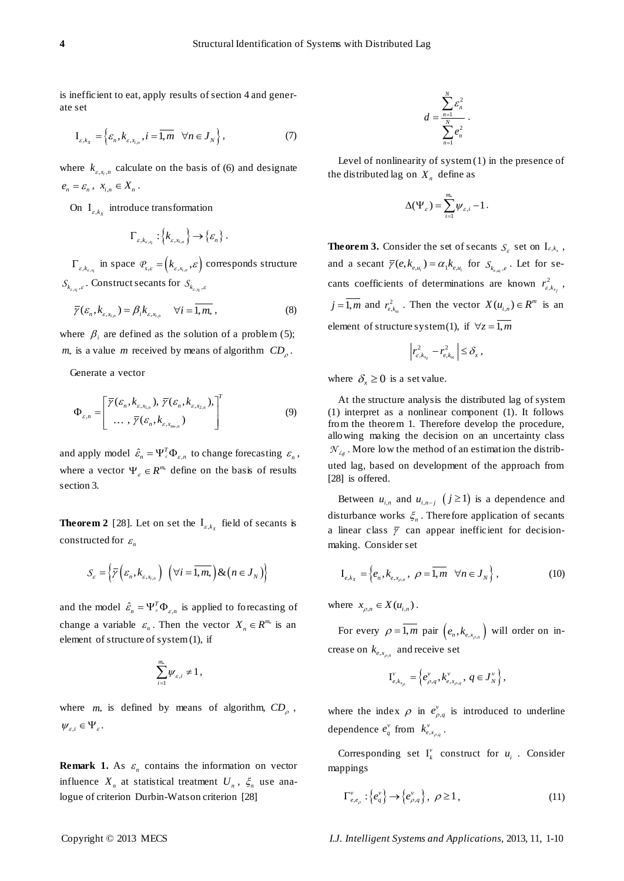is inefficient to eat, apply results of section 4 and generate set

$$\mathrm{I}_{\varepsilon,k_x} = \left\{ \varepsilon_n, k_{\varepsilon,x_{i,n}}, i = \overline{1,m} \ \ \forall n \in J_N \right\}, \tag{7}$$

where $k_{\varepsilon,x_i,n}$ calculate on the basis of (6) and designate $e_n = \varepsilon_n$, $x_{i,n} \in X_n$.

On $\mathrm{I}_{\varepsilon,k_x}$ introduce transformation

$$\Gamma_{\varepsilon,k_{\varepsilon,x_i}} : \left\{ k_{\varepsilon,x_{i,n}} \right\} \to \left\{ \varepsilon_n \right\}.$$

$\Gamma_{\varepsilon,k_{\varepsilon,x_i}}$ in space $\mathcal{P}_{s,\varepsilon} = \left( k_{\varepsilon,x_{i,n}}, \varepsilon \right)$ corresponds structure $S_{k_{\varepsilon,x_i},\varepsilon}$. Construct secants for $S_{k_{\varepsilon,x_i},\varepsilon}$

$$\overline{\gamma}(\varepsilon_n, k_{\varepsilon,x_{i,n}}) = \beta_i k_{\varepsilon,x_{i,n}} \quad \forall i = \overline{1,m_*}, \tag{8}$$

where $\beta_i$ are defined as the solution of a problem (5); $m_*$ is a value $m$ received by means of algorithm $CD_\rho$.

Generate a vector

$$\Phi_{\varepsilon,n} = \begin{bmatrix} \overline{\gamma}(\varepsilon_n, k_{\varepsilon,x_{1,n}}),\ \overline{\gamma}(\varepsilon_n, k_{\varepsilon,x_{2,n}}), \\ \ldots,\ \overline{\gamma}(\varepsilon_n, k_{\varepsilon,x_{m_*,n}}) \end{bmatrix}^T \tag{9}$$

and apply model $\hat{\varepsilon}_n = \Psi_\varepsilon^T \Phi_{\varepsilon,n}$ to change forecasting $\varepsilon_n$, where a vector $\Psi_\varepsilon \in R^{m_*}$ define on the basis of results section 3.

**Theorem 2** [28]. Let on set the $\mathrm{I}_{\varepsilon,k_x}$ field of secants is constructed for $\varepsilon_n$

$$\mathcal{S}_\varepsilon = \left\{ \overline{\gamma}\left( \varepsilon_n, k_{\varepsilon,x_{i,n}} \right) \ \left( \forall i = \overline{1,m_*} \right) \& \left( n \in J_N \right) \right\}$$

and the model $\hat{\varepsilon}_n = \Psi_\varepsilon^T \Phi_{\varepsilon,n}$ is applied to forecasting of change a variable $\varepsilon_n$. Then the vector $X_n \in R^{m_*}$ is an element of structure of system (1), if

$$\sum_{i=1}^{m_*} \psi_{\varepsilon,i} \neq 1,$$

where $m_*$ is defined by means of algorithm, $CD_\rho$, $\psi_{\varepsilon,i} \in \Psi_\varepsilon$.

**Remark 1.** As $\varepsilon_n$ contains the information on vector influence $X_n$ at statistical treatment $U_n$, $\xi_n$ use analogue of criterion Durbin-Watson criterion [28]

$$d = \frac{\sum_{n=1}^{N} \varepsilon_n^2}{\sum_{n=1}^{N} e_n^2}.$$

Level of nonlinearity of system (1) in the presence of the distributed lag on $X_n$ define as

$$\Delta(\Psi_\varepsilon) = \sum_{i=1}^{m_*} \psi_{\varepsilon,i} - 1.$$

**Theorem 3.** Consider the set of secants $\mathcal{S}_\varepsilon$ set on $\mathrm{I}_{\varepsilon,k_x}$, and a secant $\overline{\gamma}(e, k_{e,u_i}) = \alpha_1 k_{e,u_i}$ for $S_{k_{e,u_i},e}$. Let for secants coefficients of determinations are known $r^2_{\varepsilon,k_{x_j}}$, $j = \overline{1,m}$ and $r^2_{e,k_{u_i}}$. Then the vector $X(u_{i,n}) \in R^m$ is an element of structure system (1), if $\forall z = \overline{1,m}$

$$\left| r^2_{\varepsilon,k_{x_z}} - r^2_{e,k_{u_i}} \right| \le \delta_x,$$

where $\delta_x \ge 0$ is a set value.

At the structure analysis the distributed lag of system (1) interpret as a nonlinear component (1). It follows from the theorem 1. Therefore develop the procedure, allowing making the decision on an uncertainty class $\mathcal{N}_{\xi_\beta}$. More low the method of an estimation the distributed lag, based on development of the approach from [28] is offered.

Between $u_{i,n}$ and $u_{i,n-j}$ $(j \ge 1)$ is a dependence and disturbance works $\xi_n$. Therefore application of secants a linear class $\overline{\gamma}$ can appear inefficient for decision-making. Consider set

$$\mathrm{I}_{e,k_x} = \left\{ e_n, k_{e,x_{\rho,n}},\ \rho = \overline{1,m} \ \ \forall n \in J_N \right\}, \tag{10}$$

where $x_{\rho,n} \in X(u_{i,n})$.

For every $\rho = \overline{1,m}$ pair $\left( e_n, k_{e,x_{\rho,n}} \right)$ will order on increase on $k_{e,x_{\rho,n}}$ and receive set

$$\mathrm{I}^v_{e,k_{x_\rho}} = \left\{ e^v_{\rho,q}, k^v_{e,x_{\rho,q}},\ q \in J^v_N \right\},$$

where the index $\rho$ in $e^v_{\rho,q}$ is introduced to underline dependence $e^v_q$ from $k^v_{e,x_{\rho,q}}$.

Corresponding set $\mathrm{I}^v_k$ construct for $u_i$. Consider mappings

$$\Gamma^v_{e,e_\rho} : \left\{ e^v_q \right\} \to \left\{ e^v_{\rho,q} \right\},\ \rho \ge 1, \tag{11}$$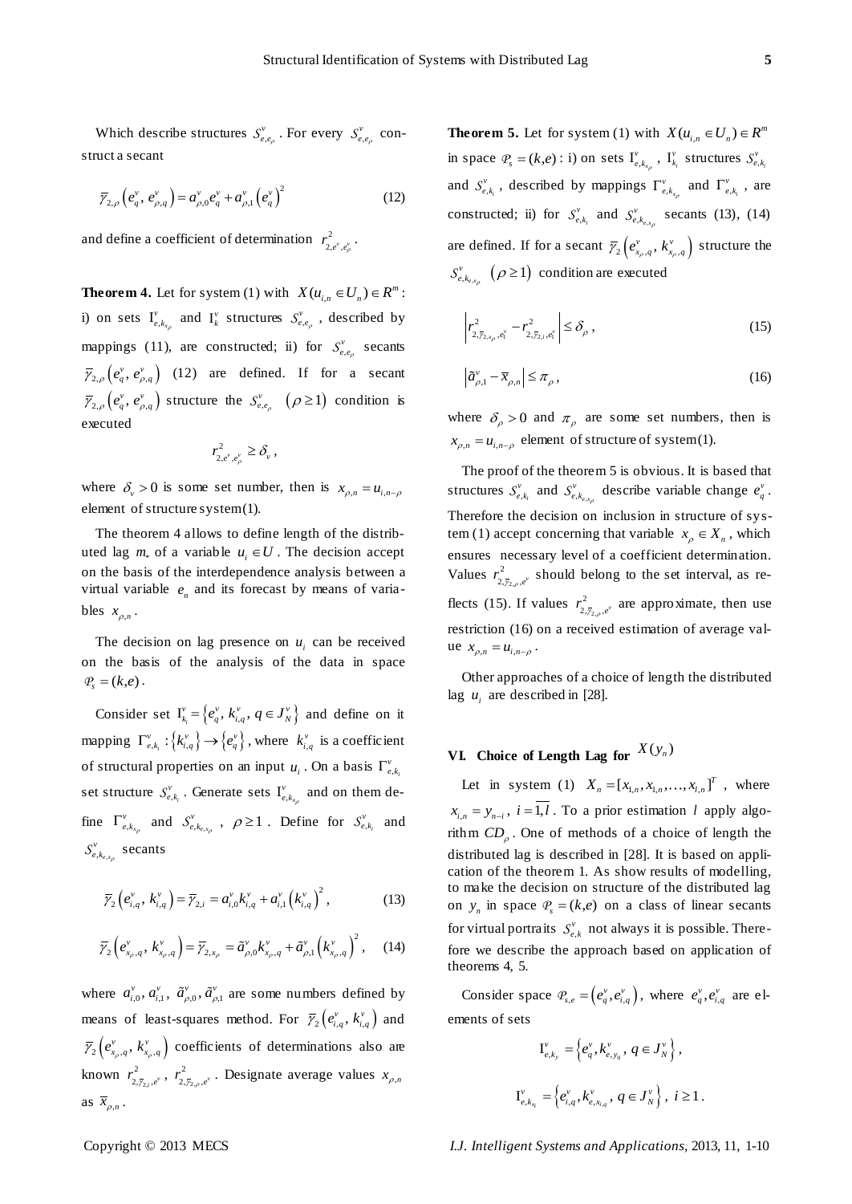Which describe structures $S^{v}_{e,e_\rho}$. For every $S^{v}_{e,e_\rho}$ construct a secant

$$\bar{\gamma}_{2,\rho}\left(e^{v}_{q},\, e^{v}_{\rho,q}\right) = a^{v}_{\rho,0}e^{v}_{q} + a^{v}_{\rho,1}\left(e^{v}_{q}\right)^{2} \tag{12}$$

and define a coefficient of determination $r^{2}_{2,e^{v},e^{v}_{\rho}}$.

**Theorem 4.** Let for system (1) with $X(u_{i,n} \in U_n) \in R^m$: i) on sets $\mathrm{I}^{v}_{e,k_{x_\rho}}$ and $\mathrm{I}^{v}_{k}$ structures $S^{v}_{e,e_\rho}$, described by mappings (11), are constructed; ii) for $S^{v}_{e,e_\rho}$ secants $\bar{\gamma}_{2,\rho}\left(e^{v}_{q},\, e^{v}_{\rho,q}\right)$ (12) are defined. If for a secant $\bar{\gamma}_{2,\rho}\left(e^{v}_{q},\, e^{v}_{\rho,q}\right)$ structure the $S^{v}_{e,e_\rho}$ $(\rho \geq 1)$ condition is executed

$$r^{2}_{2,e^{v},e^{v}_{\rho}} \geq \delta_{v},$$

where $\delta_v > 0$ is some set number, then is $x_{\rho,n} = u_{i,n-\rho}$ element of structure system(1).

The theorem 4 allows to define length of the distributed lag $m_*$ of a variable $u_i \in U$. The decision accept on the basis of the interdependence analysis between a virtual variable $e_n$ and its forecast by means of variables $x_{\rho,n}$.

The decision on lag presence on $u_i$ can be received on the basis of the analysis of the data in space $\mathcal{P}_s = (k,e)$.

Consider set $\mathrm{I}^{v}_{k_i} = \left\{e^{v}_{q},\, k^{v}_{i,q},\, q \in J^{v}_{N}\right\}$ and define on it mapping $\Gamma^{v}_{e,k_i} : \left\{k^{v}_{i,q}\right\} \to \left\{e^{v}_{q}\right\}$, where $k^{v}_{i,q}$ is a coefficient of structural properties on an input $u_i$. On a basis $\Gamma^{v}_{e,k_i}$ set structure $S^{v}_{e,k_i}$. Generate sets $\mathrm{I}^{v}_{e,k_{x_\rho}}$ and on them define $\Gamma^{v}_{e,k_{x_\rho}}$ and $S^{v}_{e,k_{e,x_\rho}}$, $\rho \geq 1$. Define for $S^{v}_{e,k_i}$ and $S^{v}_{e,k_{e,x_\rho}}$ secants

$$\bar{\gamma}_{2}\left(e^{v}_{i,q},\, k^{v}_{i,q}\right) = \bar{\gamma}_{2,i} = a^{v}_{i,0}k^{v}_{i,q} + a^{v}_{i,1}\left(k^{v}_{i,q}\right)^{2}, \tag{13}$$

$$\bar{\gamma}_{2}\left(e^{v}_{x_\rho,q},\, k^{v}_{x_\rho,q}\right) = \bar{\gamma}_{2,x_\rho} = \tilde{a}^{v}_{\rho,0}k^{v}_{x_\rho,q} + \tilde{a}^{v}_{\rho,1}\left(k^{v}_{x_\rho,q}\right)^{2}, \tag{14}$$

where $a^{v}_{i,0}$, $a^{v}_{i,1}$, $\tilde{a}^{v}_{\rho,0}$, $\tilde{a}^{v}_{\rho,1}$ are some numbers defined by means of least-squares method. For $\bar{\gamma}_{2}\left(e^{v}_{i,q},\, k^{v}_{i,q}\right)$ and $\bar{\gamma}_{2}\left(e^{v}_{x_\rho,q},\, k^{v}_{x_\rho,q}\right)$ coefficients of determinations also are known $r^{2}_{2,\bar{\gamma}_{2,i},e^{v}}$, $r^{2}_{2,\bar{\gamma}_{2,\rho},e^{v}}$. Designate average values $x_{\rho,n}$ as $\bar{x}_{\rho,n}$.

**Theorem 5.** Let for system (1) with $X(u_{i,n} \in U_n) \in R^m$ in space $\mathcal{P}_s = (k,e)$: i) on sets $\mathrm{I}^{v}_{e,k_{x_\rho}}$, $\mathrm{I}^{v}_{k_i}$ structures $S^{v}_{e,k_i}$ and $S^{v}_{e,k_i}$, described by mappings $\Gamma^{v}_{e,k_{x_\rho}}$ and $\Gamma^{v}_{e,k_i}$, are constructed; ii) for $S^{v}_{e,k_i}$ and $S^{v}_{e,k_{e,x_\rho}}$ secants (13), (14) are defined. If for a secant $\bar{\gamma}_{2}\left(e^{v}_{x_\rho,q},\, k^{v}_{x_\rho,q}\right)$ structure the $S^{v}_{e,k_{e,x_\rho}}$ $(\rho \geq 1)$ condition are executed

$$\left| r^{2}_{2,\bar{\gamma}_{2,x_\rho},e^{v}_{1}} - r^{2}_{2,\bar{\gamma}_{2,i},e^{v}} \right| \leq \delta_{\rho}, \tag{15}$$

$$\left| \tilde{a}^{v}_{\rho,1} - \bar{x}_{\rho,n} \right| \leq \pi_{\rho}, \tag{16}$$

where $\delta_\rho > 0$ and $\pi_\rho$ are some set numbers, then is $x_{\rho,n} = u_{i,n-\rho}$ element of structure of system(1).

The proof of the theorem 5 is obvious. It is based that structures $S^{v}_{e,k_i}$ and $S^{v}_{e,k_{e,x_\rho}}$ describe variable change $e^{v}_{q}$. Therefore the decision on inclusion in structure of system (1) accept concerning that variable $x_\rho \in X_n$, which ensures necessary level of a coefficient determination. Values $r^{2}_{2,\bar{\gamma}_{2,\rho},e^{v}}$ should belong to the set interval, as reflects (15). If values $r^{2}_{2,\bar{\gamma}_{2,\rho},e^{v}}$ are approximate, then use restriction (16) on a received estimation of average value $x_{\rho,n} = u_{i,n-\rho}$.

Other approaches of a choice of length the distributed lag $u_i$ are described in [28].

## VI. Choice of Length Lag for $X(y_n)$

Let in system (1) $X_n = [x_{1,n}, x_{1,n}, \ldots, x_{l,n}]^T$, where $x_{i,n} = y_{n-i}$, $i = \overline{1,l}$. To a prior estimation $l$ apply algorithm $CD_\rho$. One of methods of a choice of length the distributed lag is described in [28]. It is based on application of the theorem 1. As show results of modelling, to make the decision on structure of the distributed lag on $y_n$ in space $\mathcal{P}_s = (k,e)$ on a class of linear secants for virtual portraits $S^{v}_{e,k}$ not always it is possible. Therefore we describe the approach based on application of theorems 4, 5.

Consider space $\mathcal{P}_{s,e} = \left(e^{v}_{q}, e^{v}_{i,q}\right)$, where $e^{v}_{q}, e^{v}_{i,q}$ are elements of sets

$$\mathrm{I}^{v}_{e,k_y} = \left\{e^{v}_{q}, k^{v}_{e,y_q},\, q \in J^{v}_{N}\right\},$$

$$\mathrm{I}^{v}_{e,k_{x_i}} = \left\{e^{v}_{i,q}, k^{v}_{e,x_{i,q}},\, q \in J^{v}_{N}\right\},\ i \geq 1.$$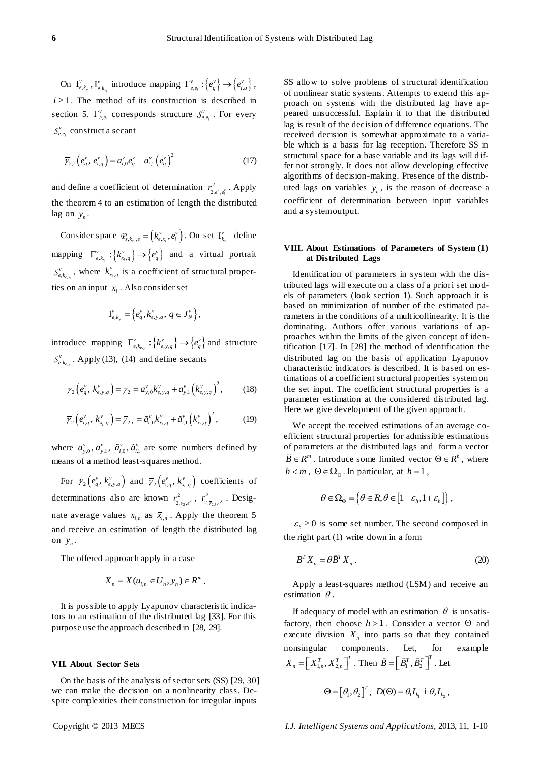On $\mathrm{I}^v_{e,k_y}, \mathrm{I}^v_{e,k_{x_i}}$ introduce mapping $\Gamma^v_{e,e_i}: \{e^v_q\} \to \{e^v_{i,q}\}$, $i \geq 1$. The method of its construction is described in section 5. $\Gamma^v_{e,e_i}$ corresponds structure $\mathcal{S}^v_{e,e_i}$. For every $\mathcal{S}^v_{e,e_i}$ construct a secant

$$\overline{\gamma}_{2,i}\left(e^v_q, e^v_{i,q}\right) = a^v_{i,0} e^v_q + a^v_{i,1}\left(e^v_q\right)^2 \tag{17}$$

and define a coefficient of determination $r^2_{2,e^v,e^v_i}$. Apply the theorem 4 to an estimation of length the distributed lag on $y_n$.

Consider space $\mathcal{P}_{s,k_{x_i},e} = \left(k^v_{e,x_i}, e^v_i\right)$. On set $\mathrm{I}^v_{k_{x_i}}$ define mapping $\Gamma^v_{e,k_{x_i}}: \{k^v_{x_i,q}\} \to \{e^v_q\}$ and a virtual portrait $\mathcal{S}^v_{e,k_{e,x_i}}$, where $k^v_{x_i,q}$ is a coefficient of structural properties on an input $x_i$. Also consider set

$$\mathrm{I}^v_{e,k_y} = \left\{e^v_q, k^v_{e,y,q}, \; q \in J^v_N\right\},$$

introduce mapping $\Gamma^v_{e,k_{e,y}}: \{k^v_{e,y,q}\} \to \{e^v_q\}$ and structure $\mathcal{S}^v_{e,k_{e,y}}$. Apply (13), (14) and define secants

$$\overline{\gamma}_2\left(e^v_q, k^v_{e,y,q}\right) = \overline{\gamma}_2 = a^v_{y,0} k^v_{e,y,q} + a^v_{y,1}\left(k^v_{e,y,q}\right)^2, \tag{18}$$

$$\overline{\gamma}_2\left(e^v_{i,q}, k^v_{x_i,q}\right) = \overline{\gamma}_{2,i} = \tilde{a}^v_{i,0} k^v_{x_i,q} + \tilde{a}^v_{i,1}\left(k^v_{x_i,q}\right)^2, \tag{19}$$

where $a^v_{y,0}, a^v_{y,1}, \tilde{a}^v_{i,0}, \tilde{a}^v_{i,1}$ are some numbers defined by means of a method least-squares method.

For $\overline{\gamma}_2\left(e^v_q, k^v_{e,y,q}\right)$ and $\overline{\gamma}_2\left(e^v_{i,q}, k^v_{x_i,q}\right)$ coefficients of determinations also are known $r^2_{2,\overline{\gamma}_2,e^v}$, $r^2_{2,\overline{\gamma}_{2,i},e^v}$. Designate average values $x_{i,n}$ as $\overline{x}_{i,n}$. Apply the theorem 5 and receive an estimation of length the distributed lag on $y_n$.

The offered approach apply in a case

$$X_n = X(u_{i,n} \in U_n, y_n) \in R^m.$$

It is possible to apply Lyapunov characteristic indicators to an estimation of the distributed lag [33]. For this purpose use the approach described in [28, 29].

## VII. About Sector Sets

On the basis of the analysis of sector sets (SS) [29, 30] we can make the decision on a nonlinearity class. Despite complexities their construction for irregular inputs SS allow to solve problems of structural identification of nonlinear static systems. Attempts to extend this approach on systems with the distributed lag have appeared unsuccessful. Explain it to that the distributed lag is result of the decision of difference equations. The received decision is somewhat approximate to a variable which is a basis for lag reception. Therefore SS in structural space for a base variable and its lags will differ not strongly. It does not allow developing effective algorithms of decision-making. Presence of the distributed lags on variables $y_n$, is the reason of decrease a coefficient of determination between input variables and a system output.

## VIII. About Estimations of Parameters of System (1) at Distributed Lags

Identification of parameters in system with the distributed lags will execute on a class of a priori set models of parameters (look section 1). Such approach it is based on minimization of number of the estimated parameters in the conditions of a multicollinearity. It is the dominating. Authors offer various variations of approaches within the limits of the given concept of identification [17]. In [28] the method of identification the distributed lag on the basis of application Lyapunov characteristic indicators is described. It is based on estimations of a coefficient structural properties system on the set input. The coefficient structural properties is a parameter estimation at the considered distributed lag. Here we give development of the given approach.

We accept the received estimations of an average coefficient structural properties for admissible estimations of parameters at the distributed lags and form a vector $\breve{B} \in R^m$. Introduce some limited vector $\Theta \in R^h$, where $h < m$, $\Theta \in \Omega_\Theta$. In particular, at $h = 1$,

$$\theta \in \Omega_\Theta = \left\{\theta \in R, \theta \in \left[1 - \varepsilon_h, 1 + \varepsilon_h\right]\right\},$$

$\varepsilon_h \geq 0$ is some set number. The second composed in the right part (1) write down in a form

$$B^T X_n = \theta \breve{B}^T X_n. \tag{20}$$

Apply a least-squares method (LSM) and receive an estimation $\theta$.

If adequacy of model with an estimation $\theta$ is unsatisfactory, then choose $h > 1$. Consider a vector $\Theta$ and execute division $X_n$ into parts so that they contained nonsingular components. Let, for example $X_n = \left[X^T_{1,n}, X^T_{2,n}\right]^T$. Then $\breve{B} = \left[\breve{B}^T_1, \breve{B}^T_2\right]^T$. Let

$$\Theta = \left[\theta_1, \theta_2\right]^T, \; D(\Theta) = \theta_1 I_{h_1} \dot{+} \theta_2 I_{h_2},$$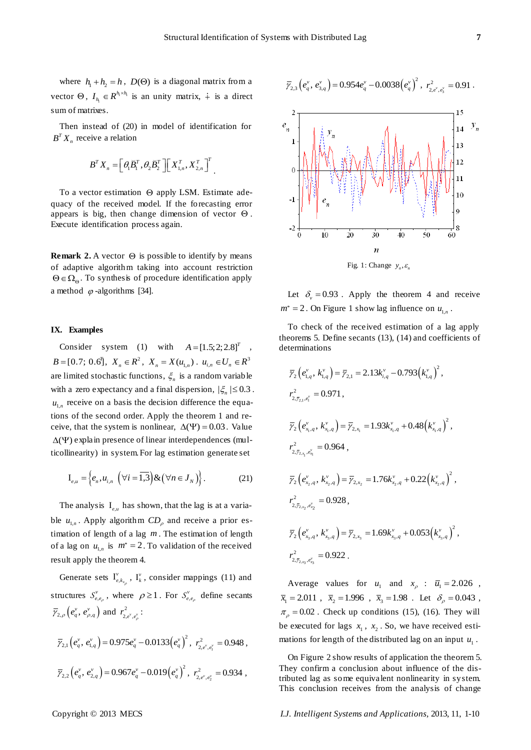where $h_1 + h_2 = h$, $D(\Theta)$ is a diagonal matrix from a vector $\Theta$, $I_{h_1} \in R^{h_1 \times h_1}$ is an unity matrix, $\dot{+}$ is a direct sum of matrixes.

Then instead of (20) in model of identification for $B^T X_n$ receive a relation

$$B^T X_n = \left[\theta_1 \bar{B}_1^T, \theta_2 \bar{B}_2^T\right]\left[X_{1,n}^T, X_{2,n}^T\right]^T.$$

To a vector estimation $\Theta$ apply LSM. Estimate adequacy of the received model. If the forecasting error appears is big, then change dimension of vector $\Theta$. Execute identification process again.

**Remark 2.** A vector $\Theta$ is possible to identify by means of adaptive algorithm taking into account restriction $\Theta \in \Omega_\Theta$. To synthesis of procedure identification apply a method $\varphi$-algorithms [34].

## IX. Examples

Consider system (1) with $A = [1.5; 2; 2.8]^T$, $B = [0.7; 0.6]^T$, $X_n \in R^2$, $X_n = X(u_{1,n})$. $u_{i,n} \in U_n \in R^3$ are limited stochastic functions, $\xi_n$ is a random variable with a zero expectancy and a final dispersion, $|\xi_n| \leq 0.3$. $u_{1,n}$ receive on a basis the decision difference the equations of the second order. Apply the theorem 1 and receive, that the system is nonlinear, $\Delta(\Psi) = 0.03$. Value $\Delta(\Psi)$ explain presence of linear interdependences (multicollinearity) in system. For lag estimation generate set

$$\mathrm{I}_{e,u} = \left\{e_n, u_{i,n} \ \left(\forall i = \overline{1,3}\right) \& \left(\forall n \in J_N\right)\right\}. \tag{21}$$

The analysis $\mathrm{I}_{e,u}$ has shown, that the lag is at a variable $u_{1,n}$. Apply algorithm $CD_\rho$ and receive a prior estimation of length of a lag $m$. The estimation of length of a lag on $u_{1,n}$ is $m^* = 2$. To validation of the received result apply the theorem 4.

Generate sets $\mathrm{I}_{e,k_{x_\rho}}^v$, $\mathrm{I}_k^v$, consider mappings (11) and structures $S_{e,e_\rho}^v$, where $\rho \geq 1$. For $S_{e,e_\rho}^v$ define secants $\bar{\gamma}_{2,\rho}\left(e_q^v, e_{\rho,q}^v\right)$ and $r_{2,e^v,e_\rho^v}^2$:

$$\bar{\gamma}_{2,1}\left(e_q^v, e_{1,q}^v\right) = 0.975 e_q^v - 0.0133\left(e_q^v\right)^2, \ r_{2,e^v,e_1^v}^2 = 0.948,$$

$$\bar{\gamma}_{2,2}\left(e_q^v, e_{2,q}^v\right) = 0.967 e_q^v - 0.019\left(e_q^v\right)^2, \ r_{2,e^v,e_2^v}^2 = 0.934,$$

$$\bar{\gamma}_{2,3}\left(e_q^v, e_{3,q}^v\right) = 0.954 e_q^v - 0.0038\left(e_q^v\right)^2, \ r_{2,e^v,e_3^v}^2 = 0.91.$$

Fig. 1: Change $y_n, \varepsilon_n$

Let $\delta_v = 0.93$. Apply the theorem 4 and receive $m^* = 2$. On Figure 1 show lag influence on $u_{1,n}$.

To check of the received estimation of a lag apply theorems 5. Define secants (13), (14) and coefficients of determinations

$$\bar{\gamma}_2\left(e_{1,q}^v, k_{1,q}^v\right) = \bar{\gamma}_{2,1} = 2.13 k_{i,q}^v - 0.793\left(k_{1,q}^v\right)^2,$$

$$r_{2,\bar{\gamma}_{2,1},e_1^v}^2 = 0.971,$$

$$\bar{\gamma}_2\left(e_{x_1,q}^v, k_{x_1,q}^v\right) = \bar{\gamma}_{2,x_1} = 1.93 k_{x_1,q}^v + 0.48\left(k_{x_1,q}^v\right)^2,$$

$$r_{2,\bar{\gamma}_{2,x_1},e_{x_1}^v}^2 = 0.964,$$

$$\bar{\gamma}_2\left(e_{x_2,q}^v, k_{x_2,q}^v\right) = \bar{\gamma}_{2,x_2} = 1.76 k_{x_2,q}^v + 0.22\left(k_{x_2,q}^v\right)^2,$$

$$r_{2,\bar{\gamma}_{2,x_2},e_{x_2}^v}^2 = 0.928,$$

$$\bar{\gamma}_2\left(e_{x_3,q}^v, k_{x_3,q}^v\right) = \bar{\gamma}_{2,x_3} = 1.69 k_{x_3,q}^v + 0.053\left(k_{x_3,q}^v\right)^2,$$

$$r_{2,\bar{\gamma}_{2,x_3},e_{x_3}^v}^2 = 0.922.$$

Average values for $u_1$ and $x_\rho$ : $\bar{u}_1 = 2.026$, $\bar{x}_1 = 2.011$, $\bar{x}_2 = 1.996$, $\bar{x}_3 = 1.98$. Let $\delta_\rho = 0.043$, $\pi_\rho = 0.02$. Check up conditions (15), (16). They will be executed for lags $x_1$, $x_2$. So, we have received estimations for length of the distributed lag on an input $u_1$.

On Figure 2 show results of application the theorem 5. They confirm a conclusion about influence of the distributed lag as some equivalent nonlinearity in system. This conclusion receives from the analysis of change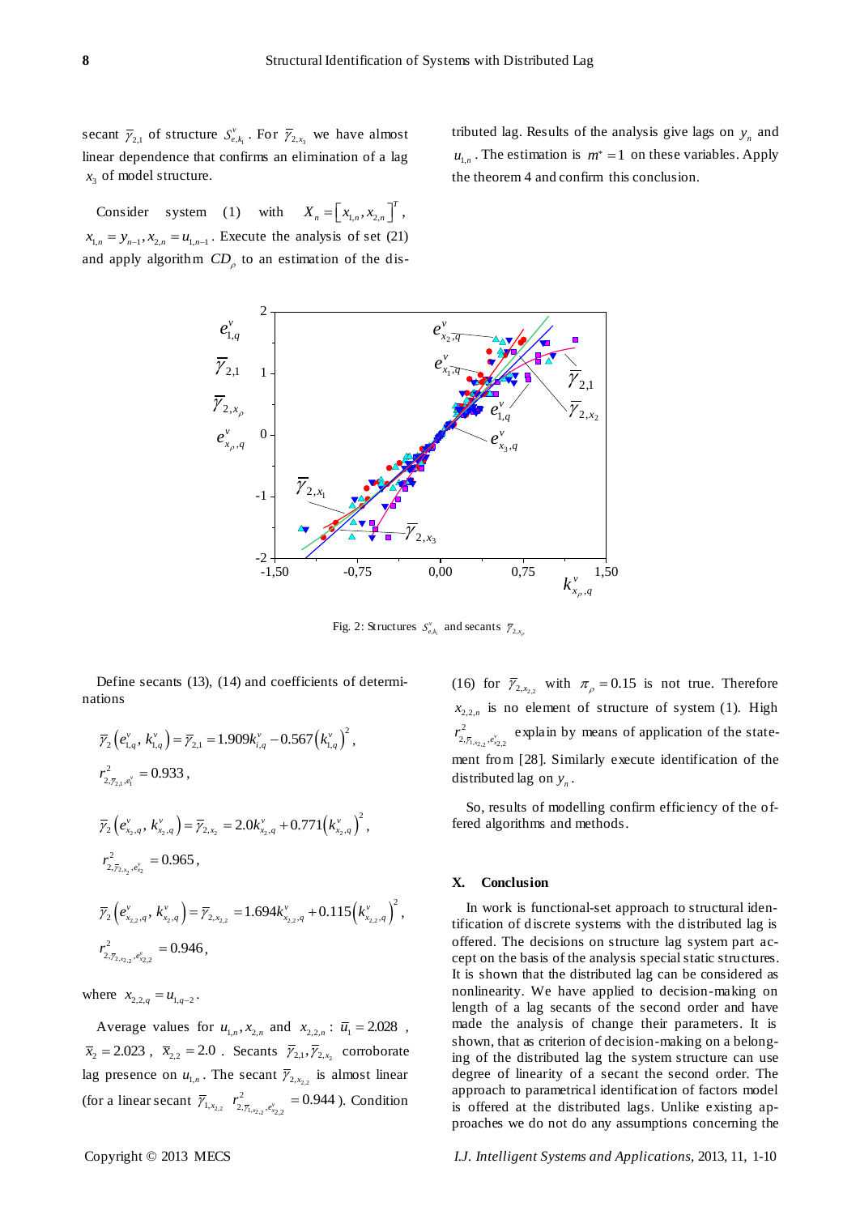secant $\bar{\gamma}_{2,1}$ of structure $S^{v}_{e,k_1}$. For $\bar{\gamma}_{2,x_3}$ we have almost linear dependence that confirms an elimination of a lag $x_3$ of model structure.

Consider system (1) with $X_n = \left[x_{1,n}, x_{2,n}\right]^T$, $x_{1,n} = y_{n-1}, x_{2,n} = u_{1,n-1}$. Execute the analysis of set (21) and apply algorithm $CD_\rho$ to an estimation of the distributed lag. Results of the analysis give lags on $y_n$ and $u_{1,n}$. The estimation is $m^* = 1$ on these variables. Apply the theorem 4 and confirm this conclusion.

Fig. 2: Structures $S^{v}_{e,k_1}$ and secants $\bar{\gamma}_{2,x_\rho}$

Define secants (13), (14) and coefficients of determinations

$$\bar{\gamma}_2\left(e^v_{1,q},\, k^v_{1,q}\right) = \bar{\gamma}_{2,1} = 1.909 k^v_{1,q} - 0.567\left(k^v_{1,q}\right)^2,$$

$$r^2_{2,\bar{\gamma}_{2,1},e^v_1} = 0.933,$$

$$\bar{\gamma}_2\left(e^v_{x_2,q},\, k^v_{x_2,q}\right) = \bar{\gamma}_{2,x_2} = 2.0 k^v_{x_2,q} + 0.771\left(k^v_{x_2,q}\right)^2,$$

$$r^2_{2,\bar{\gamma}_{2,x_2},e^v_{x_2}} = 0.965,$$

$$\bar{\gamma}_2\left(e^v_{x_{2,2},q},\, k^v_{x_{2,2},q}\right) = \bar{\gamma}_{2,x_{2,2}} = 1.694 k^v_{x_{2,2},q} + 0.115\left(k^v_{x_{2,2},q}\right)^2,$$

$$r^2_{2,\bar{\gamma}_{2,x_{2,2}},e^v_{x_{2,2}}} = 0.946,$$

where $x_{2,2,q} = u_{1,q-2}$.

Average values for $u_{1,n}, x_{2,n}$ and $x_{2,2,n}$: $\bar{u}_1 = 2.028$, $\bar{x}_2 = 2.023$, $\bar{x}_{2,2} = 2.0$. Secants $\bar{\gamma}_{2,1}, \bar{\gamma}_{2,x_2}$ corroborate lag presence on $u_{1,n}$. The secant $\bar{\gamma}_{2,x_{2,2}}$ is almost linear (for a linear secant $\bar{\gamma}_{1,x_{2,2}}$ $r^2_{2,\bar{\gamma}_{1,x_{2,2}},e^v_{x_{2,2}}} = 0.944$). Condition (16) for $\bar{\gamma}_{2,x_{2,2}}$ with $\pi_\rho = 0.15$ is not true. Therefore $x_{2,2,n}$ is no element of structure of system (1). High $r^2_{2,\bar{\gamma}_{1,x_{2,2}},e^v_{x_{2,2}}}$ explain by means of application of the statement from [28]. Similarly execute identification of the distributed lag on $y_n$.

So, results of modelling confirm efficiency of the offered algorithms and methods.

## X. Conclusion

In work is functional-set approach to structural identification of discrete systems with the distributed lag is offered. The decisions on structure lag system part accept on the basis of the analysis special static structures. It is shown that the distributed lag can be considered as nonlinearity. We have applied to decision-making on length of a lag secants of the second order and have made the analysis of change their parameters. It is shown, that as criterion of decision-making on a belonging of the distributed lag the system structure can use degree of linearity of a secant the second order. The approach to parametrical identification of factors model is offered at the distributed lags. Unlike existing approaches we do not do any assumptions concerning the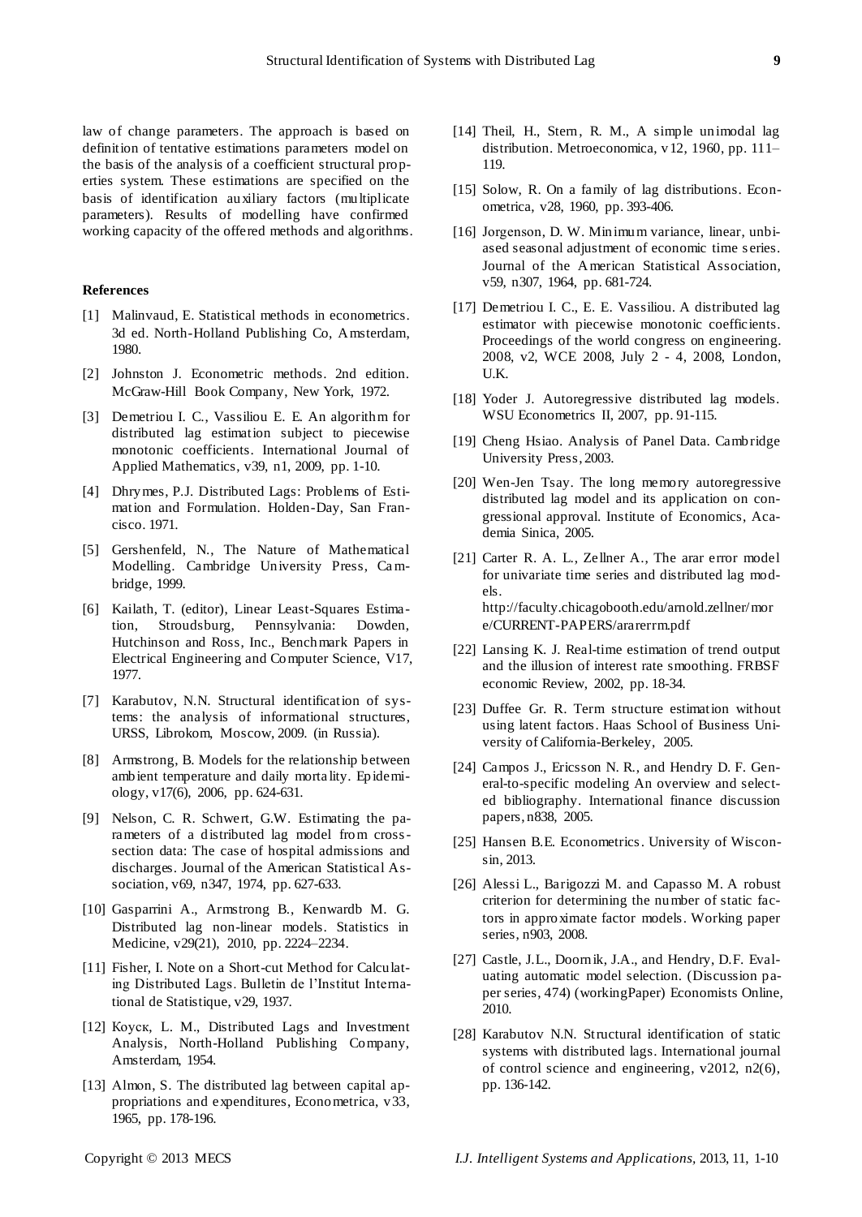law of change parameters. The approach is based on definition of tentative estimations parameters model on the basis of the analysis of a coefficient structural properties system. These estimations are specified on the basis of identification auxiliary factors (multiplicate parameters). Results of modelling have confirmed working capacity of the offered methods and algorithms.

**References**

[1] Malinvaud, E. Statistical methods in econometrics. 3d ed. North-Holland Publishing Co, Amsterdam, 1980.

[2] Johnston J. Econometric methods. 2nd edition. McGraw-Hill Book Company, New York, 1972.

[3] Demetriou I. C., Vassiliou E. E. An algorithm for distributed lag estimation subject to piecewise monotonic coefficients. International Journal of Applied Mathematics, v39, n1, 2009, pp. 1-10.

[4] Dhrymes, P.J. Distributed Lags: Problems of Estimation and Formulation. Holden-Day, San Francisco. 1971.

[5] Gershenfeld, N., The Nature of Mathematical Modelling. Cambridge University Press, Cambridge, 1999.

[6] Kailath, T. (editor), Linear Least-Squares Estimation, Stroudsburg, Pennsylvania: Dowden, Hutchinson and Ross, Inc., Benchmark Papers in Electrical Engineering and Computer Science, V17, 1977.

[7] Karabutov, N.N. Structural identification of systems: the analysis of informational structures, URSS, Librokom, Moscow, 2009. (in Russia).

[8] Armstrong, B. Models for the relationship between ambient temperature and daily mortality. Epidemiology, v17(6), 2006, pp. 624-631.

[9] Nelson, C. R. Schwert, G.W. Estimating the parameters of a distributed lag model from cross-section data: The case of hospital admissions and discharges. Journal of the American Statistical Association, v69, n347, 1974, pp. 627-633.

[10] Gasparrini A., Armstrong B., Kenwardb M. G. Distributed lag non-linear models. Statistics in Medicine, v29(21), 2010, pp. 2224–2234.

[11] Fisher, I. Note on a Short-cut Method for Calculating Distributed Lags. Bulletin de l'Institut International de Statistique, v29, 1937.

[12] Koycк, L. M., Distributed Lags and Investment Analysis, North-Holland Publishing Company, Amsterdam, 1954.

[13] Almon, S. The distributed lag between capital appropriations and expenditures, Econometrica, v33, 1965, pp. 178-196.

[14] Theil, H., Stern, R. M., A simple unimodal lag distribution. Metroeconomica, v12, 1960, pp. 111–119.

[15] Solow, R. On a family of lag distributions. Econometrica, v28, 1960, pp. 393-406.

[16] Jorgenson, D. W. Minimum variance, linear, unbiased seasonal adjustment of economic time series. Journal of the American Statistical Association, v59, n307, 1964, pp. 681-724.

[17] Demetriou I. C., E. E. Vassiliou. A distributed lag estimator with piecewise monotonic coefficients. Proceedings of the world congress on engineering. 2008, v2, WCE 2008, July 2 - 4, 2008, London, U.K.

[18] Yoder J. Autoregressive distributed lag models. WSU Econometrics II, 2007, pp. 91-115.

[19] Cheng Hsiao. Analysis of Panel Data. Cambridge University Press, 2003.

[20] Wen-Jen Tsay. The long memory autoregressive distributed lag model and its application on congressional approval. Institute of Economics, Academia Sinica, 2005.

[21] Carter R. A. L., Zellner A., The arar error model for univariate time series and distributed lag models. http://faculty.chicagobooth.edu/arnold.zellner/more/CURRENT-PAPERS/ararerrm.pdf

[22] Lansing K. J. Real-time estimation of trend output and the illusion of interest rate smoothing. FRBSF economic Review, 2002, pp. 18-34.

[23] Duffee Gr. R. Term structure estimation without using latent factors. Haas School of Business University of California-Berkeley, 2005.

[24] Campos J., Ericsson N. R., and Hendry D. F. General-to-specific modeling An overview and selected bibliography. International finance discussion papers, n838, 2005.

[25] Hansen B.E. Econometrics. University of Wisconsin, 2013.

[26] Alessi L., Barigozzi M. and Capasso M. A robust criterion for determining the number of static factors in approximate factor models. Working paper series, n903, 2008.

[27] Castle, J.L., Doornik, J.A., and Hendry, D.F. Evaluating automatic model selection. (Discussion paper series, 474) (workingPaper) Economists Online, 2010.

[28] Karabutov N.N. Structural identification of static systems with distributed lags. International journal of control science and engineering, v2012, n2(6), pp. 136-142.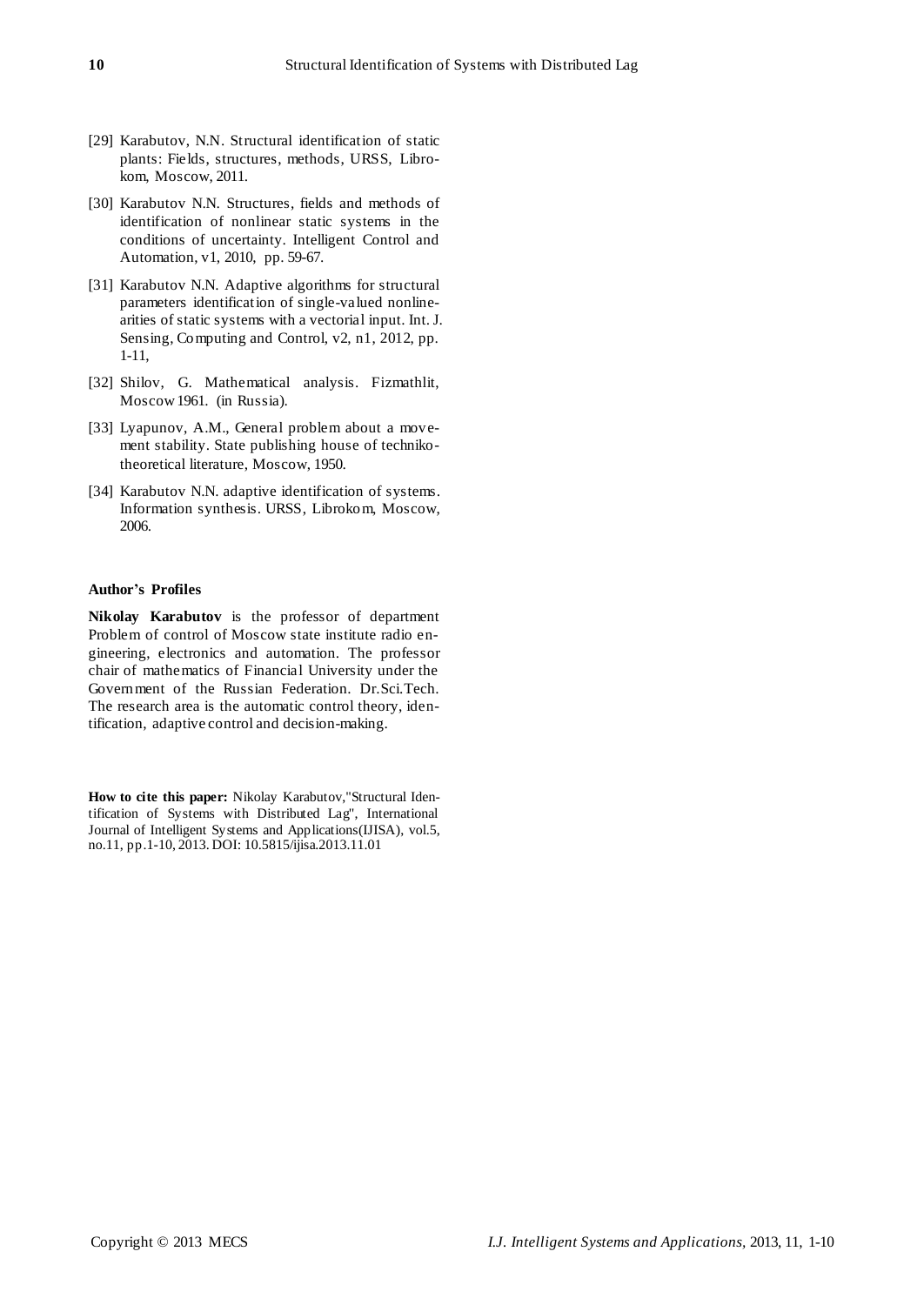[29] Karabutov, N.N. Structural identification of static plants: Fields, structures, methods, URSS, Librokom, Moscow, 2011.

[30] Karabutov N.N. Structures, fields and methods of identification of nonlinear static systems in the conditions of uncertainty. Intelligent Control and Automation, v1, 2010, pp. 59-67.

[31] Karabutov N.N. Adaptive algorithms for structural parameters identification of single-valued nonlinearities of static systems with a vectorial input. Int. J. Sensing, Computing and Control, v2, n1, 2012, pp. 1-11,

[32] Shilov, G. Mathematical analysis. Fizmathlit, Moscow 1961. (in Russia).

[33] Lyapunov, A.M., General problem about a movement stability. State publishing house of techniko-theoretical literature, Moscow, 1950.

[34] Karabutov N.N. adaptive identification of systems. Information synthesis. URSS, Librokom, Moscow, 2006.

### Author's Profiles

**Nikolay Karabutov** is the professor of department Problem of control of Moscow state institute radio engineering, electronics and automation. The professor chair of mathematics of Financial University under the Government of the Russian Federation. Dr.Sci.Tech. The research area is the automatic control theory, identification, adaptive control and decision-making.

**How to cite this paper:** Nikolay Karabutov,"Structural Identification of Systems with Distributed Lag", International Journal of Intelligent Systems and Applications(IJISA), vol.5, no.11, pp.1-10, 2013. DOI: 10.5815/ijisa.2013.11.01